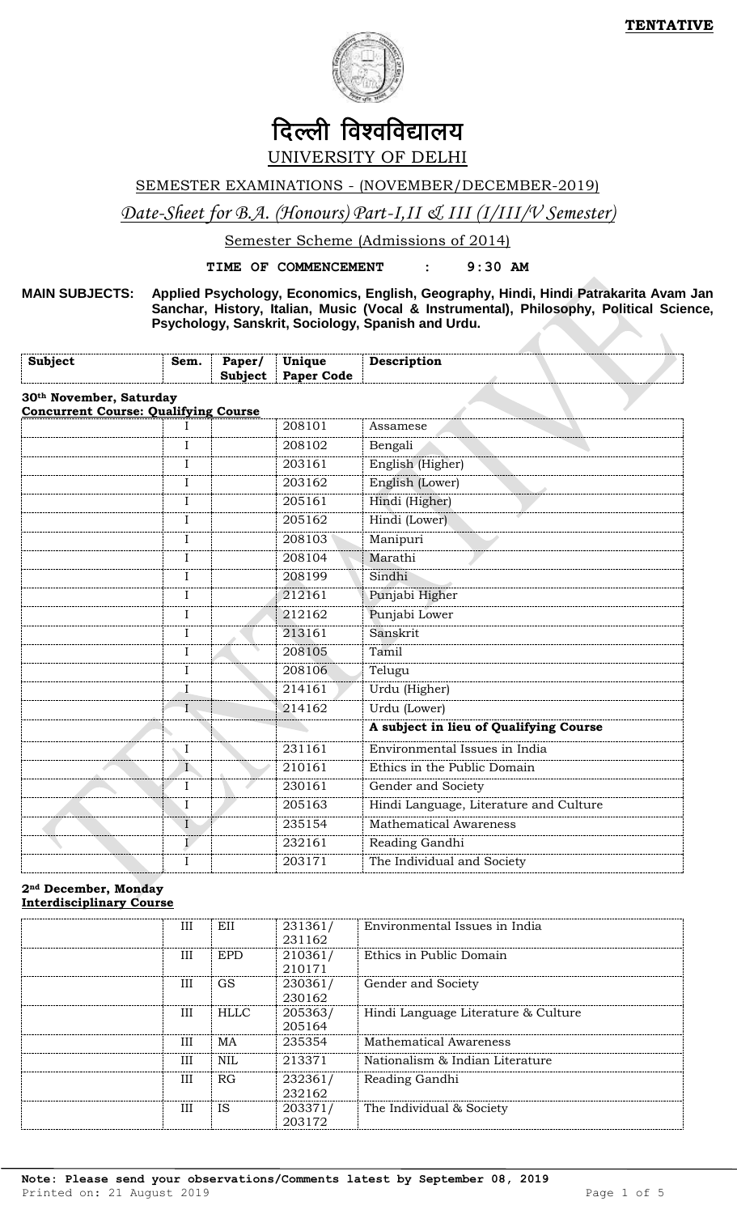**TENTATIVE**

# दिल्ली विश्वविद्यालय

## UNIVERSITY OF DELHI

SEMESTER EXAMINATIONS - (NOVEMBER/DECEMBER-2019)

*Date-Sheet for B.A. (Honours) Part-I,II & III (I/III/V Semester)*

Semester Scheme (Admissions of 2014)

**TIME OF COMMENCEMENT : 9:30 AM**

**MAIN SUBJECTS: Applied Psychology, Economics, English, Geography, Hindi, Hindi Patrakarita Avam Jan Sanchar, History, Italian, Music (Vocal & Instrumental), Philosophy, Political Science, Psychology, Sanskrit, Sociology, Spanish and Urdu.**

| Subject | Sem. | Paper/ Subject | Unique Paper Code | Description |
|---|---|---|---|---|
| **30th November, Saturday** | | | | |
| **Concurrent Course: Qualifying Course** | | | | |
| | I | | 208101 | Assamese |
| | I | | 208102 | Bengali |
| | I | | 203161 | English (Higher) |
| | I | | 203162 | English (Lower) |
| | I | | 205161 | Hindi (Higher) |
| | I | | 205162 | Hindi (Lower) |
| | I | | 208103 | Manipuri |
| | I | | 208104 | Marathi |
| | I | | 208199 | Sindhi |
| | I | | 212161 | Punjabi Higher |
| | I | | 212162 | Punjabi Lower |
| | I | | 213161 | Sanskrit |
| | I | | 208105 | Tamil |
| | I | | 208106 | Telugu |
| | I | | 214161 | Urdu (Higher) |
| | I | | 214162 | Urdu (Lower) |
| | | | | **A subject in lieu of Qualifying Course** |
| | I | | 231161 | Environmental Issues in India |
| | I | | 210161 | Ethics in the Public Domain |
| | I | | 230161 | Gender and Society |
| | I | | 205163 | Hindi Language, Literature and Culture |
| | I | | 235154 | Mathematical Awareness |
| | I | | 232161 | Reading Gandhi |
| | I | | 203171 | The Individual and Society |
| **2nd December, Monday** | | | | |
| **Interdisciplinary Course** | | | | |
| | III | EII | 231361/ 231162 | Environmental Issues in India |
| | III | EPD | 210361/ 210171 | Ethics in Public Domain |
| | III | GS | 230361/ 230162 | Gender and Society |
| | III | HLLC | 205363/ 205164 | Hindi Language Literature & Culture |
| | III | MA | 235354 | Mathematical Awareness |
| | III | NIL | 213371 | Nationalism & Indian Literature |
| | III | RG | 232361/ 232162 | Reading Gandhi |
| | III | IS | 203371/ 203172 | The Individual & Society |

**Note: Please send your observations/Comments latest by September 08, 2019**
Printed on: 21 August 2019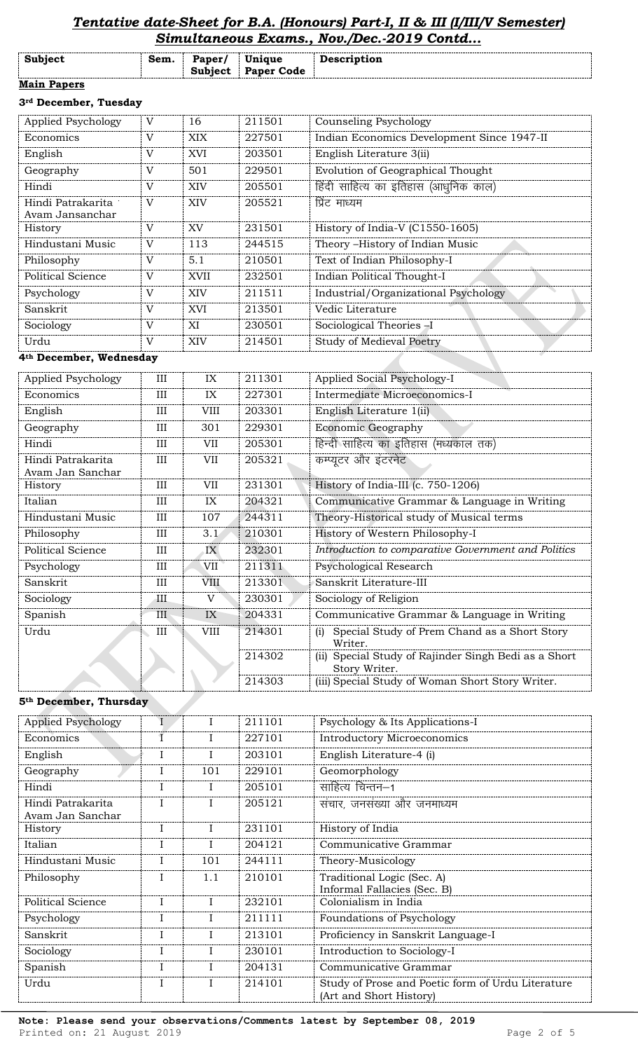## *Tentative date-Sheet for B.A. (Honours) Part-I, II & III (I/III/V Semester) Simultaneous Exams., Nov./Dec.-2019 Contd...*

| Subject | Sem. | Paper/ Subject | Unique Paper Code | Description |
|---|---|---|---|---|

**Main Papers**

**3rd December, Tuesday**

| Subject | Sem. | Paper/ Subject | Unique Paper Code | Description |
|---|---|---|---|---|
| Applied Psychology | V | 16 | 211501 | Counseling Psychology |
| Economics | V | XIX | 227501 | Indian Economics Development Since 1947-II |
| English | V | XVI | 203501 | English Literature 3(ii) |
| Geography | V | 501 | 229501 | Evolution of Geographical Thought |
| Hindi | V | XIV | 205501 | हिंदी साहित्य का इतिहास (आधुनिक काल) |
| Hindi Patrakarita Avam Jansanchar | V | XIV | 205521 | प्रिंट माध्यम |
| History | V | XV | 231501 | History of India-V (C1550-1605) |
| Hindustani Music | V | 113 | 244515 | Theory –History of Indian Music |
| Philosophy | V | 5.1 | 210501 | Text of Indian Philosophy-I |
| Political Science | V | XVII | 232501 | Indian Political Thought-I |
| Psychology | V | XIV | 211511 | Industrial/Organizational Psychology |
| Sanskrit | V | XVI | 213501 | Vedic Literature |
| Sociology | V | XI | 230501 | Sociological Theories –I |
| Urdu | V | XIV | 214501 | Study of Medieval Poetry |

**4th December, Wednesday**

| Subject | Sem. | Paper/ Subject | Unique Paper Code | Description |
|---|---|---|---|---|
| Applied Psychology | III | IX | 211301 | Applied Social Psychology-I |
| Economics | III | IX | 227301 | Intermediate Microeconomics-I |
| English | III | VIII | 203301 | English Literature 1(ii) |
| Geography | III | 301 | 229301 | Economic Geography |
| Hindi | III | VII | 205301 | हिन्दी साहित्य का इतिहास (मध्यकाल तक) |
| Hindi Patrakarita Avam Jan Sanchar | III | VII | 205321 | कम्प्यूटर और इंटरनेट |
| History | III | VII | 231301 | History of India-III (c. 750-1206) |
| Italian | III | IX | 204321 | Communicative Grammar & Language in Writing |
| Hindustani Music | III | 107 | 244311 | Theory-Historical study of Musical terms |
| Philosophy | III | 3.1 | 210301 | History of Western Philosophy-I |
| Political Science | III | IX | 232301 | *Introduction to comparative Government and Politics* |
| Psychology | III | VII | 211311 | Psychological Research |
| Sanskrit | III | VIII | 213301 | Sanskrit Literature-III |
| Sociology | III | V | 230301 | Sociology of Religion |
| Spanish | III | IX | 204331 | Communicative Grammar & Language in Writing |
| Urdu | III | VIII | 214301 | (i) Special Study of Prem Chand as a Short Story Writer. |
| | | | 214302 | (ii) Special Study of Rajinder Singh Bedi as a Short Story Writer. |
| | | | 214303 | (iii) Special Study of Woman Short Story Writer. |

**5th December, Thursday**

| Subject | Sem. | Paper/ Subject | Unique Paper Code | Description |
|---|---|---|---|---|
| Applied Psychology | I | I | 211101 | Psychology & Its Applications-I |
| Economics | I | I | 227101 | Introductory Microeconomics |
| English | I | I | 203101 | English Literature-4 (i) |
| Geography | I | 101 | 229101 | Geomorphology |
| Hindi | I | I | 205101 | साहित्य चिन्तन–1 |
| Hindi Patrakarita Avam Jan Sanchar | I | I | 205121 | संचार, जनसंख्या और जनमाध्यम |
| History | I | I | 231101 | History of India |
| Italian | I | I | 204121 | Communicative Grammar |
| Hindustani Music | I | 101 | 244111 | Theory-Musicology |
| Philosophy | I | 1.1 | 210101 | Traditional Logic (Sec. A) Informal Fallacies (Sec. B) |
| Political Science | I | I | 232101 | Colonialism in India |
| Psychology | I | I | 211111 | Foundations of Psychology |
| Sanskrit | I | I | 213101 | Proficiency in Sanskrit Language-I |
| Sociology | I | I | 230101 | Introduction to Sociology-I |
| Spanish | I | I | 204131 | Communicative Grammar |
| Urdu | I | I | 214101 | Study of Prose and Poetic form of Urdu Literature (Art and Short History) |

**Note: Please send your observations/Comments latest by September 08, 2019**

Printed on: 21 August 2019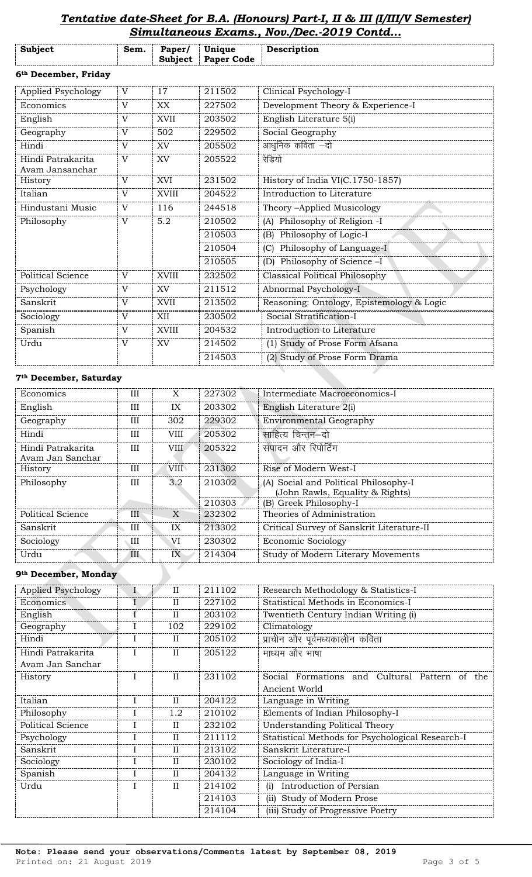## *Tentative date-Sheet for B.A. (Honours) Part-I, II & III (I/III/V Semester) Simultaneous Exams., Nov./Dec.-2019 Contd…*

| Subject | Sem. | Paper/ Subject | Unique Paper Code | Description |
|---|---|---|---|---|
| **6th December, Friday** | | | | |
| Applied Psychology | V | 17 | 211502 | Clinical Psychology-I |
| Economics | V | XX | 227502 | Development Theory & Experience-I |
| English | V | XVII | 203502 | English Literature 5(i) |
| Geography | V | 502 | 229502 | Social Geography |
| Hindi | V | XV | 205502 | आधुनिक कविता –दो |
| Hindi Patrakarita Avam Jansanchar | V | XV | 205522 | रेडियो |
| History | V | XVI | 231502 | History of India VI(C.1750-1857) |
| Italian | V | XVIII | 204522 | Introduction to Literature |
| Hindustani Music | V | 116 | 244518 | Theory –Applied Musicology |
| Philosophy | V | 5.2 | 210502 | (A) Philosophy of Religion -I |
| | | | 210503 | (B) Philosophy of Logic-I |
| | | | 210504 | (C) Philosophy of Language-I |
| | | | 210505 | (D) Philosophy of Science –I |
| Political Science | V | XVIII | 232502 | Classical Political Philosophy |
| Psychology | V | XV | 211512 | Abnormal Psychology-I |
| Sanskrit | V | XVII | 213502 | Reasoning: Ontology, Epistemology & Logic |
| Sociology | V | XII | 230502 | Social Stratification-I |
| Spanish | V | XVIII | 204532 | Introduction to Literature |
| Urdu | V | XV | 214502 | (1) Study of Prose Form Afsana |
| | | | 214503 | (2) Study of Prose Form Drama |
| **7th December, Saturday** | | | | |
| Economics | III | X | 227302 | Intermediate Macroeconomics-I |
| English | III | IX | 203302 | English Literature 2(i) |
| Geography | III | 302 | 229302 | Environmental Geography |
| Hindi | III | VIII | 205302 | साहित्य चिन्तन–दो |
| Hindi Patrakarita Avam Jan Sanchar | III | VIII | 205322 | संपादन और रिपोर्टिंग |
| History | III | VIII | 231302 | Rise of Modern West-I |
| Philosophy | III | 3.2 | 210302 | (A) Social and Political Philosophy-I (John Rawls, Equality & Rights) |
| | | | 210303 | (B) Greek Philosophy-I |
| Political Science | III | X | 232302 | Theories of Administration |
| Sanskrit | III | IX | 213302 | Critical Survey of Sanskrit Literature-II |
| Sociology | III | VI | 230302 | Economic Sociology |
| Urdu | III | IX | 214304 | Study of Modern Literary Movements |
| **9th December, Monday** | | | | |
| Applied Psychology | I | II | 211102 | Research Methodology & Statistics-I |
| Economics | I | II | 227102 | Statistical Methods in Economics-I |
| English | I | II | 203102 | Twentieth Century Indian Writing (i) |
| Geography | I | 102 | 229102 | Climatology |
| Hindi | I | II | 205102 | प्राचीन और पूर्वमध्यकालीन कविता |
| Hindi Patrakarita Avam Jan Sanchar | I | II | 205122 | माध्यम और भाषा |
| History | I | II | 231102 | Social Formations and Cultural Pattern of the Ancient World |
| Italian | I | II | 204122 | Language in Writing |
| Philosophy | I | 1.2 | 210102 | Elements of Indian Philosophy-I |
| Political Science | I | II | 232102 | Understanding Political Theory |
| Psychology | I | II | 211112 | Statistical Methods for Psychological Research-I |
| Sanskrit | I | II | 213102 | Sanskrit Literature-I |
| Sociology | I | II | 230102 | Sociology of India-I |
| Spanish | I | II | 204132 | Language in Writing |
| Urdu | I | II | 214102 | (i) Introduction of Persian |
| | | | 214103 | (ii) Study of Modern Prose |
| | | | 214104 | (iii) Study of Progressive Poetry |

**Note: Please send your observations/Comments latest by September 08, 2019**

Printed on: 21 August 2019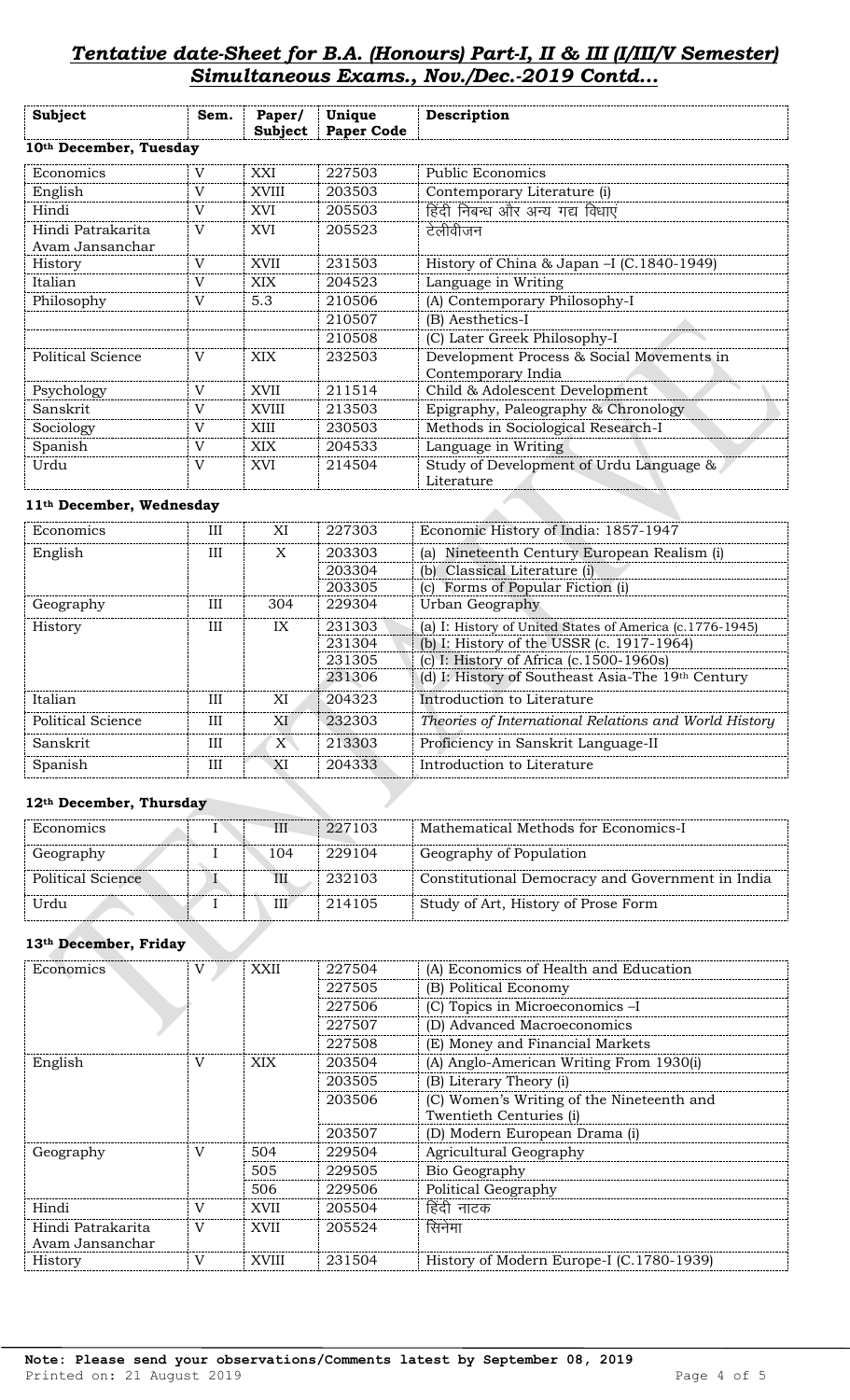# *Tentative date-Sheet for B.A. (Honours) Part-I, II & III (I/III/V Semester) Simultaneous Exams., Nov./Dec.-2019 Contd…*

| Subject | Sem. | Paper/ Subject | Unique Paper Code | Description |
|---|---|---|---|---|
| **10th December, Tuesday** | | | | |
| Economics | V | XXI | 227503 | Public Economics |
| English | V | XVIII | 203503 | Contemporary Literature (i) |
| Hindi | V | XVI | 205503 | हिंदी निबन्ध और अन्य गद्य विधाएं |
| Hindi Patrakarita Avam Jansanchar | V | XVI | 205523 | टेलीवीजन |
| History | V | XVII | 231503 | History of China & Japan –I (C.1840-1949) |
| Italian | V | XIX | 204523 | Language in Writing |
| Philosophy | V | 5.3 | 210506 | (A) Contemporary Philosophy-I |
| | | | 210507 | (B) Aesthetics-I |
| | | | 210508 | (C) Later Greek Philosophy-I |
| Political Science | V | XIX | 232503 | Development Process & Social Movements in Contemporary India |
| Psychology | V | XVII | 211514 | Child & Adolescent Development |
| Sanskrit | V | XVIII | 213503 | Epigraphy, Paleography & Chronology |
| Sociology | V | XIII | 230503 | Methods in Sociological Research-I |
| Spanish | V | XIX | 204533 | Language in Writing |
| Urdu | V | XVI | 214504 | Study of Development of Urdu Language & Literature |
| **11th December, Wednesday** | | | | |
| Economics | III | XI | 227303 | Economic History of India: 1857-1947 |
| English | III | X | 203303 | (a) Nineteenth Century European Realism (i) |
| | | | 203304 | (b) Classical Literature (i) |
| | | | 203305 | (c) Forms of Popular Fiction (i) |
| Geography | III | 304 | 229304 | Urban Geography |
| History | III | IX | 231303 | (a) I: History of United States of America (c.1776-1945) |
| | | | 231304 | (b) I: History of the USSR (c. 1917-1964) |
| | | | 231305 | (c) I: History of Africa (c.1500-1960s) |
| | | | 231306 | (d) I: History of Southeast Asia-The 19th Century |
| Italian | III | XI | 204323 | Introduction to Literature |
| Political Science | III | XI | 232303 | *Theories of International Relations and World History* |
| Sanskrit | III | X | 213303 | Proficiency in Sanskrit Language-II |
| Spanish | III | XI | 204333 | Introduction to Literature |
| **12th December, Thursday** | | | | |
| Economics | I | III | 227103 | Mathematical Methods for Economics-I |
| Geography | I | 104 | 229104 | Geography of Population |
| Political Science | I | III | 232103 | Constitutional Democracy and Government in India |
| Urdu | I | III | 214105 | Study of Art, History of Prose Form |
| **13th December, Friday** | | | | |
| Economics | V | XXII | 227504 | (A) Economics of Health and Education |
| | | | 227505 | (B) Political Economy |
| | | | 227506 | (C) Topics in Microeconomics –I |
| | | | 227507 | (D) Advanced Macroeconomics |
| | | | 227508 | (E) Money and Financial Markets |
| English | V | XIX | 203504 | (A) Anglo-American Writing From 1930(i) |
| | | | 203505 | (B) Literary Theory (i) |
| | | | 203506 | (C) Women's Writing of the Nineteenth and Twentieth Centuries (i) |
| | | | 203507 | (D) Modern European Drama (i) |
| Geography | V | 504 | 229504 | Agricultural Geography |
| | | 505 | 229505 | Bio Geography |
| | | 506 | 229506 | Political Geography |
| Hindi | V | XVII | 205504 | हिंदी नाटक |
| Hindi Patrakarita Avam Jansanchar | V | XVII | 205524 | सिनेमा |
| History | V | XVIII | 231504 | History of Modern Europe-I (C.1780-1939) |

**Note: Please send your observations/Comments latest by September 08, 2019**

Printed on: 21 August 2019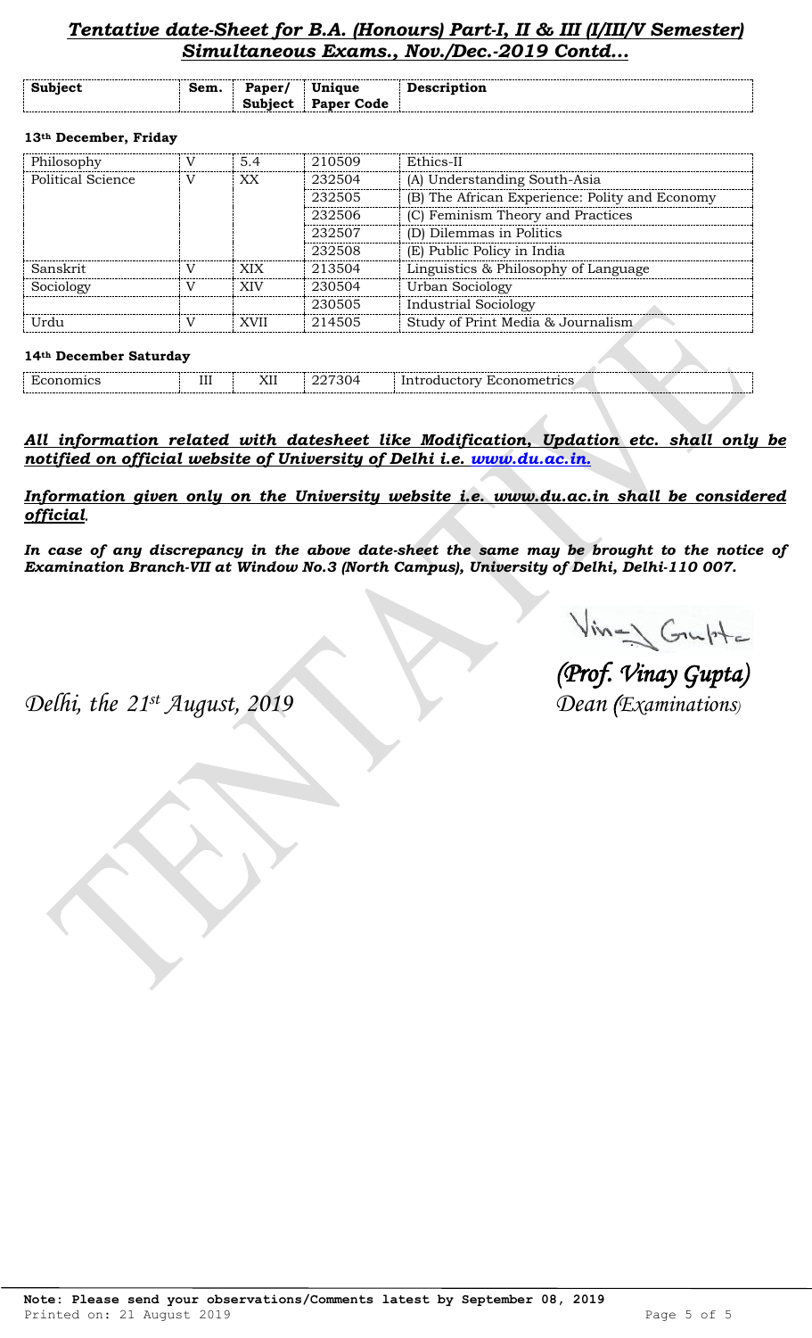## *Tentative date-Sheet for B.A. (Honours) Part-I, II & III (I/III/V Semester) Simultaneous Exams., Nov./Dec.-2019 Contd…*

| Subject | Sem. | Paper/ Subject | Unique Paper Code | Description |
|---|---|---|---|---|
| **13th December, Friday** | | | | |
| Philosophy | V | 5.4 | 210509 | Ethics-II |
| Political Science | V | XX | 232504 | (A) Understanding South-Asia |
| | | | 232505 | (B) The African Experience: Polity and Economy |
| | | | 232506 | (C) Feminism Theory and Practices |
| | | | 232507 | (D) Dilemmas in Politics |
| | | | 232508 | (E) Public Policy in India |
| Sanskrit | V | XIX | 213504 | Linguistics & Philosophy of Language |
| Sociology | V | XIV | 230504 | Urban Sociology |
| | | | 230505 | Industrial Sociology |
| Urdu | V | XVII | 214505 | Study of Print Media & Journalism |
| **14th December Saturday** | | | | |
| Economics | III | XII | 227304 | Introductory Econometrics |

***All information related with datesheet like Modification, Updation etc. shall only be notified on official website of University of Delhi i.e. www.du.ac.in.***

***Information given only on the University website i.e. www.du.ac.in shall be considered official.***

***In case of any discrepancy in the above date-sheet the same may be brought to the notice of Examination Branch-VII at Window No.3 (North Campus), University of Delhi, Delhi-110 007.***

*Delhi, the 21st August, 2019*

*(Prof. Vinay Gupta)*
*Dean (Examinations)*

**Note: Please send your observations/Comments latest by September 08, 2019**

Printed on: 21 August 2019